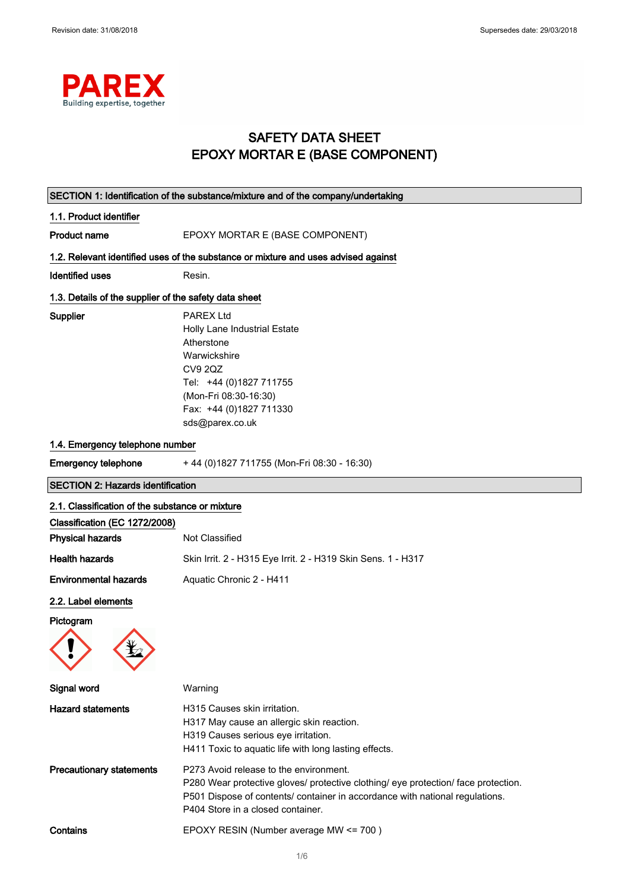# SAFETY DATA SHEET
# EPOXY MORTAR E (BASE COMPONENT)

## SECTION 1: Identification of the substance/mixture and of the company/undertaking

### 1.1. Product identifier

**Product name** EPOXY MORTAR E (BASE COMPONENT)

### 1.2. Relevant identified uses of the substance or mixture and uses advised against

**Identified uses** Resin.

### 1.3. Details of the supplier of the safety data sheet

**Supplier**
PAREX Ltd
Holly Lane Industrial Estate
Atherstone
Warwickshire
CV9 2QZ
Tel: +44 (0)1827 711755
(Mon-Fri 08:30-16:30)
Fax: +44 (0)1827 711330
sds@parex.co.uk

### 1.4. Emergency telephone number

**Emergency telephone** + 44 (0)1827 711755 (Mon-Fri 08:30 - 16:30)

## SECTION 2: Hazards identification

### 2.1. Classification of the substance or mixture

**Classification (EC 1272/2008)**

**Physical hazards** Not Classified

**Health hazards** Skin Irrit. 2 - H315 Eye Irrit. 2 - H319 Skin Sens. 1 - H317

**Environmental hazards** Aquatic Chronic 2 - H411

### 2.2. Label elements

**Pictogram**

**Signal word** Warning

**Hazard statements**
H315 Causes skin irritation.
H317 May cause an allergic skin reaction.
H319 Causes serious eye irritation.
H411 Toxic to aquatic life with long lasting effects.

**Precautionary statements**
P273 Avoid release to the environment.
P280 Wear protective gloves/ protective clothing/ eye protection/ face protection.
P501 Dispose of contents/ container in accordance with national regulations.
P404 Store in a closed container.

**Contains** EPOXY RESIN (Number average MW <= 700 )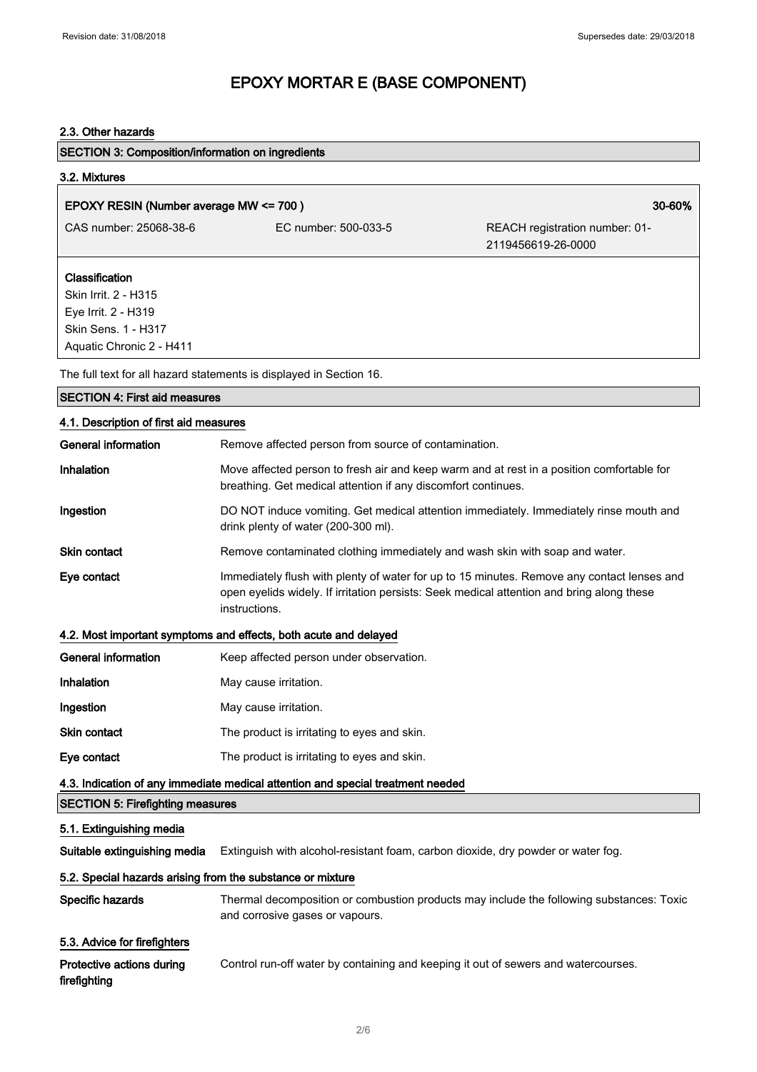# EPOXY MORTAR E (BASE COMPONENT)

### 2.3. Other hazards

## SECTION 3: Composition/information on ingredients

### 3.2. Mixtures

| EPOXY RESIN (Number average MW <= 700 ) | | 30-60% |
|---|---|---|
| CAS number: 25068-38-6 | EC number: 500-033-5 | REACH registration number: 01-2119456619-26-0000 |

**Classification**
Skin Irrit. 2 - H315
Eye Irrit. 2 - H319
Skin Sens. 1 - H317
Aquatic Chronic 2 - H411

The full text for all hazard statements is displayed in Section 16.

## SECTION 4: First aid measures

### 4.1. Description of first aid measures

| | |
|---|---|
| **General information** | Remove affected person from source of contamination. |
| **Inhalation** | Move affected person to fresh air and keep warm and at rest in a position comfortable for breathing. Get medical attention if any discomfort continues. |
| **Ingestion** | DO NOT induce vomiting. Get medical attention immediately. Immediately rinse mouth and drink plenty of water (200-300 ml). |
| **Skin contact** | Remove contaminated clothing immediately and wash skin with soap and water. |
| **Eye contact** | Immediately flush with plenty of water for up to 15 minutes. Remove any contact lenses and open eyelids widely. If irritation persists: Seek medical attention and bring along these instructions. |

### 4.2. Most important symptoms and effects, both acute and delayed

| | |
|---|---|
| **General information** | Keep affected person under observation. |
| **Inhalation** | May cause irritation. |
| **Ingestion** | May cause irritation. |
| **Skin contact** | The product is irritating to eyes and skin. |
| **Eye contact** | The product is irritating to eyes and skin. |

### 4.3. Indication of any immediate medical attention and special treatment needed

## SECTION 5: Firefighting measures

### 5.1. Extinguishing media

| | |
|---|---|
| **Suitable extinguishing media** | Extinguish with alcohol-resistant foam, carbon dioxide, dry powder or water fog. |

### 5.2. Special hazards arising from the substance or mixture

| | |
|---|---|
| **Specific hazards** | Thermal decomposition or combustion products may include the following substances: Toxic and corrosive gases or vapours. |

### 5.3. Advice for firefighters

| | |
|---|---|
| **Protective actions during firefighting** | Control run-off water by containing and keeping it out of sewers and watercourses. |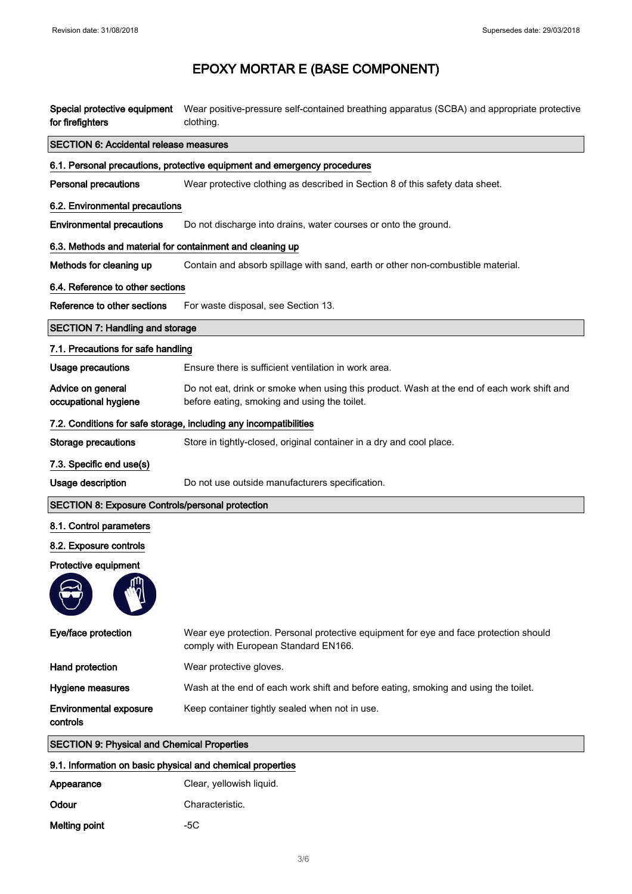# EPOXY MORTAR E (BASE COMPONENT)

**Special protective equipment for firefighters** Wear positive-pressure self-contained breathing apparatus (SCBA) and appropriate protective clothing.

## SECTION 6: Accidental release measures

### 6.1. Personal precautions, protective equipment and emergency procedures

**Personal precautions** Wear protective clothing as described in Section 8 of this safety data sheet.

### 6.2. Environmental precautions

**Environmental precautions** Do not discharge into drains, water courses or onto the ground.

### 6.3. Methods and material for containment and cleaning up

**Methods for cleaning up** Contain and absorb spillage with sand, earth or other non-combustible material.

### 6.4. Reference to other sections

**Reference to other sections** For waste disposal, see Section 13.

## SECTION 7: Handling and storage

### 7.1. Precautions for safe handling

**Usage precautions** Ensure there is sufficient ventilation in work area.

**Advice on general occupational hygiene** Do not eat, drink or smoke when using this product. Wash at the end of each work shift and before eating, smoking and using the toilet.

### 7.2. Conditions for safe storage, including any incompatibilities

**Storage precautions** Store in tightly-closed, original container in a dry and cool place.

### 7.3. Specific end use(s)

**Usage description** Do not use outside manufacturers specification.

## SECTION 8: Exposure Controls/personal protection

### 8.1. Control parameters

### 8.2. Exposure controls

**Protective equipment**

**Eye/face protection** Wear eye protection. Personal protective equipment for eye and face protection should comply with European Standard EN166.

**Hand protection** Wear protective gloves.

**Hygiene measures** Wash at the end of each work shift and before eating, smoking and using the toilet.

**Environmental exposure controls** Keep container tightly sealed when not in use.

## SECTION 9: Physical and Chemical Properties

### 9.1. Information on basic physical and chemical properties

**Appearance** Clear, yellowish liquid.

**Odour** Characteristic.

**Melting point** -5C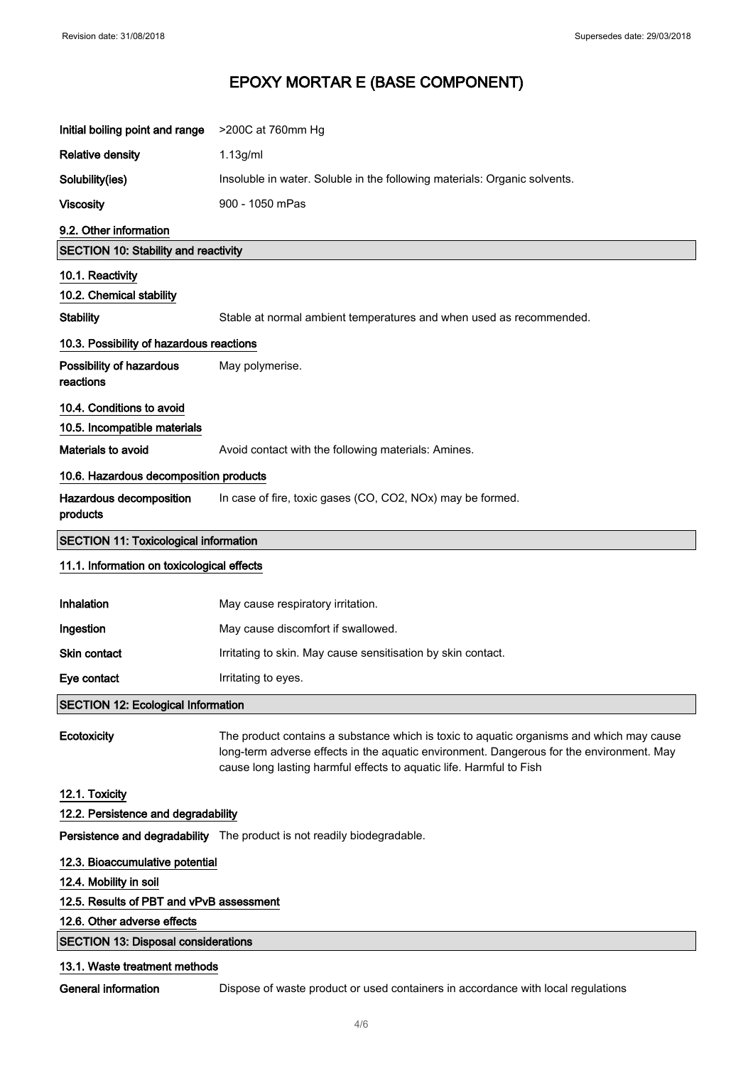# EPOXY MORTAR E (BASE COMPONENT)

| | |
|---|---|
| **Initial boiling point and range** | >200C at 760mm Hg |
| **Relative density** | 1.13g/ml |
| **Solubility(ies)** | Insoluble in water. Soluble in the following materials: Organic solvents. |
| **Viscosity** | 900 - 1050 mPas |

### 9.2. Other information

## SECTION 10: Stability and reactivity

### 10.1. Reactivity

### 10.2. Chemical stability

**Stability** Stable at normal ambient temperatures and when used as recommended.

### 10.3. Possibility of hazardous reactions

**Possibility of hazardous reactions** May polymerise.

### 10.4. Conditions to avoid

### 10.5. Incompatible materials

**Materials to avoid** Avoid contact with the following materials: Amines.

### 10.6. Hazardous decomposition products

**Hazardous decomposition products** In case of fire, toxic gases (CO, $CO_2$, $NO_x$) may be formed.

## SECTION 11: Toxicological information

### 11.1. Information on toxicological effects

| | |
|---|---|
| **Inhalation** | May cause respiratory irritation. |
| **Ingestion** | May cause discomfort if swallowed. |
| **Skin contact** | Irritating to skin. May cause sensitisation by skin contact. |
| **Eye contact** | Irritating to eyes. |

## SECTION 12: Ecological Information

**Ecotoxicity** The product contains a substance which is toxic to aquatic organisms and which may cause long-term adverse effects in the aquatic environment. Dangerous for the environment. May cause long lasting harmful effects to aquatic life. Harmful to Fish

### 12.1. Toxicity

### 12.2. Persistence and degradability

**Persistence and degradability** The product is not readily biodegradable.

### 12.3. Bioaccumulative potential

### 12.4. Mobility in soil

### 12.5. Results of PBT and vPvB assessment

### 12.6. Other adverse effects

## SECTION 13: Disposal considerations

### 13.1. Waste treatment methods

**General information** Dispose of waste product or used containers in accordance with local regulations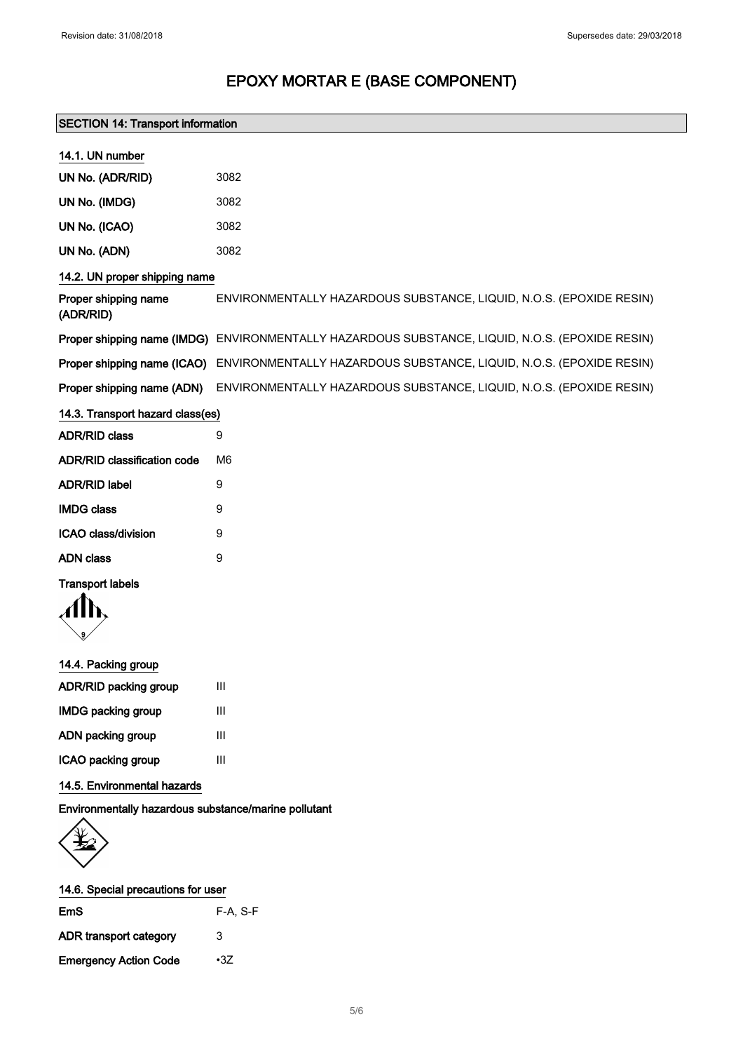# EPOXY MORTAR E (BASE COMPONENT)

## SECTION 14: Transport information

### 14.1. UN number

| | |
|---|---|
| UN No. (ADR/RID) | 3082 |
| UN No. (IMDG) | 3082 |
| UN No. (ICAO) | 3082 |
| UN No. (ADN) | 3082 |

### 14.2. UN proper shipping name

| | |
|---|---|
| Proper shipping name (ADR/RID) | ENVIRONMENTALLY HAZARDOUS SUBSTANCE, LIQUID, N.O.S. (EPOXIDE RESIN) |
| Proper shipping name (IMDG) | ENVIRONMENTALLY HAZARDOUS SUBSTANCE, LIQUID, N.O.S. (EPOXIDE RESIN) |
| Proper shipping name (ICAO) | ENVIRONMENTALLY HAZARDOUS SUBSTANCE, LIQUID, N.O.S. (EPOXIDE RESIN) |
| Proper shipping name (ADN) | ENVIRONMENTALLY HAZARDOUS SUBSTANCE, LIQUID, N.O.S. (EPOXIDE RESIN) |

### 14.3. Transport hazard class(es)

| | |
|---|---|
| ADR/RID class | 9 |
| ADR/RID classification code | M6 |
| ADR/RID label | 9 |
| IMDG class | 9 |
| ICAO class/division | 9 |
| ADN class | 9 |

**Transport labels**

### 14.4. Packing group

| | |
|---|---|
| ADR/RID packing group | III |
| IMDG packing group | III |
| ADN packing group | III |
| ICAO packing group | III |

### 14.5. Environmental hazards

**Environmentally hazardous substance/marine pollutant**

### 14.6. Special precautions for user

| | |
|---|---|
| EmS | F-A, S-F |
| ADR transport category | 3 |
| Emergency Action Code | •3Z |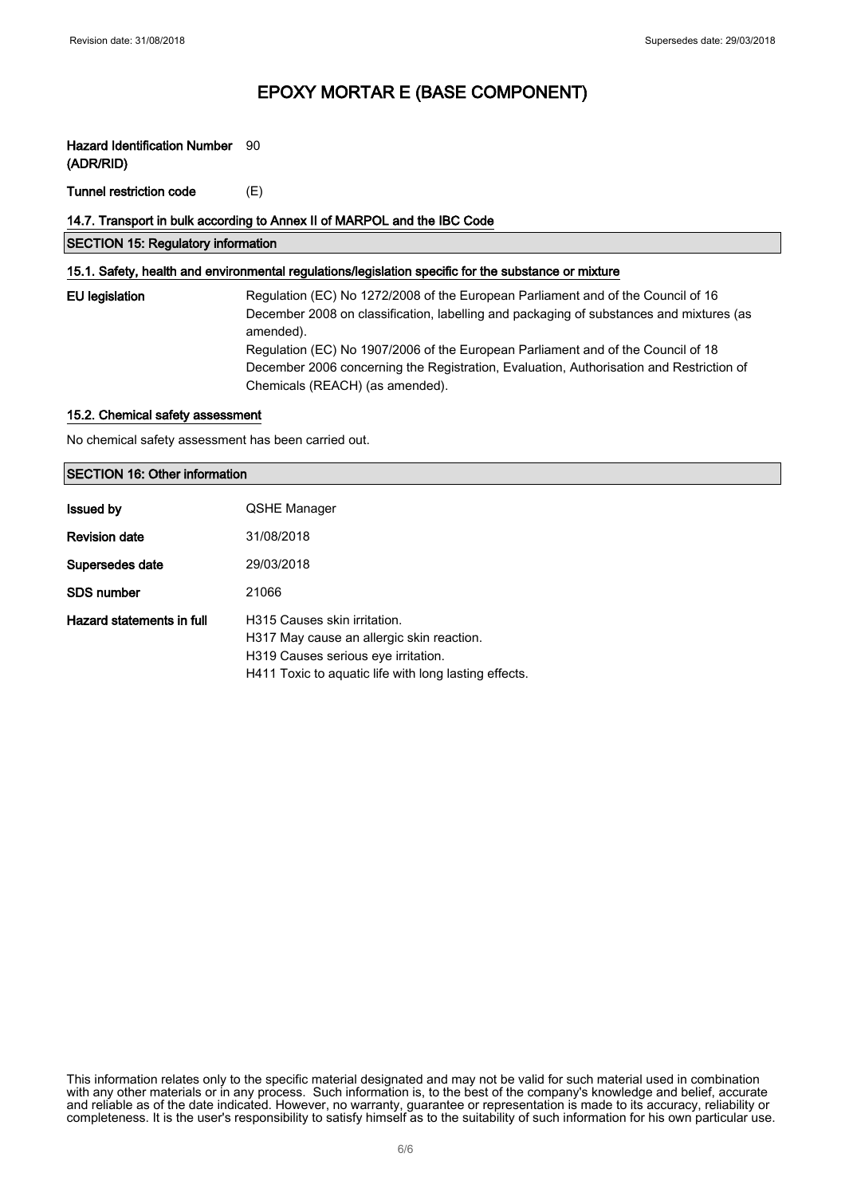**Hazard Identification Number (ADR/RID)** 90

**Tunnel restriction code** (E)

### 14.7. Transport in bulk according to Annex II of MARPOL and the IBC Code

## SECTION 15: Regulatory information

### 15.1. Safety, health and environmental regulations/legislation specific for the substance or mixture

**EU legislation**

Regulation (EC) No 1272/2008 of the European Parliament and of the Council of 16 December 2008 on classification, labelling and packaging of substances and mixtures (as amended).
Regulation (EC) No 1907/2006 of the European Parliament and of the Council of 18 December 2006 concerning the Registration, Evaluation, Authorisation and Restriction of Chemicals (REACH) (as amended).

### 15.2. Chemical safety assessment

No chemical safety assessment has been carried out.

## SECTION 16: Other information

| | |
|---|---|
| **Issued by** | QSHE Manager |
| **Revision date** | 31/08/2018 |
| **Supersedes date** | 29/03/2018 |
| **SDS number** | 21066 |
| **Hazard statements in full** | H315 Causes skin irritation.<br>H317 May cause an allergic skin reaction.<br>H319 Causes serious eye irritation.<br>H411 Toxic to aquatic life with long lasting effects. |

This information relates only to the specific material designated and may not be valid for such material used in combination with any other materials or in any process. Such information is, to the best of the company's knowledge and belief, accurate and reliable as of the date indicated. However, no warranty, guarantee or representation is made to its accuracy, reliability or completeness. It is the user's responsibility to satisfy himself as to the suitability of such information for his own particular use.